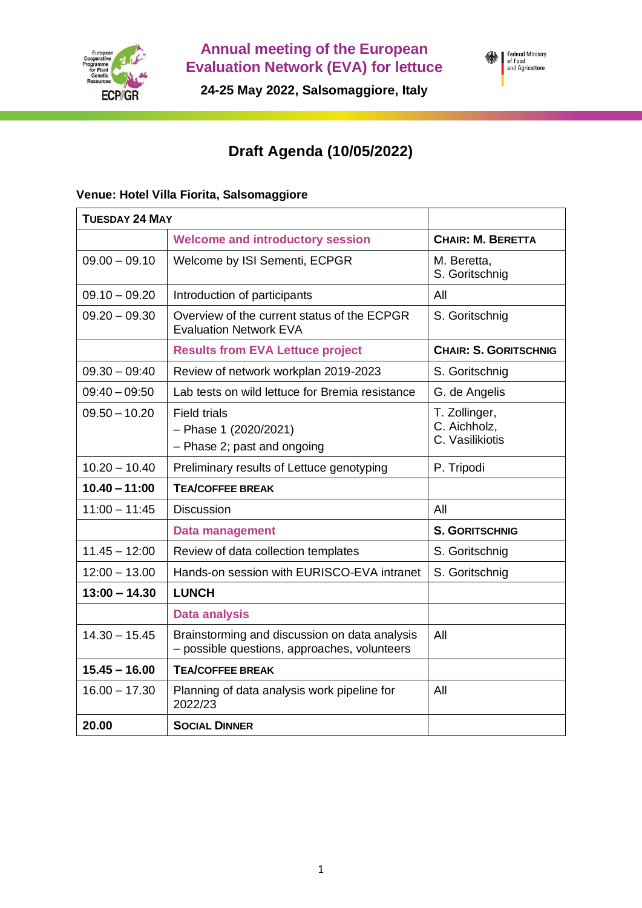# Annual meeting of the European Evaluation Network (EVA) for lettuce

**24-25 May 2022, Salsomaggiore, Italy**

## Draft Agenda (10/05/2022)

**Venue: Hotel Villa Fiorita, Salsomaggiore**

| **TUESDAY 24 MAY** | | |
|---|---|---|
| | **Welcome and introductory session** | **CHAIR: M. BERETTA** |
| 09.00 – 09.10 | Welcome by ISI Sementi, ECPGR | M. Beretta, S. Goritschnig |
| 09.10 – 09.20 | Introduction of participants | All |
| 09.20 – 09.30 | Overview of the current status of the ECPGR Evaluation Network EVA | S. Goritschnig |
| | **Results from EVA Lettuce project** | **CHAIR: S. GORITSCHNIG** |
| 09.30 – 09:40 | Review of network workplan 2019-2023 | S. Goritschnig |
| 09:40 – 09:50 | Lab tests on wild lettuce for Bremia resistance | G. de Angelis |
| 09.50 – 10.20 | Field trials<br>– Phase 1 (2020/2021)<br>– Phase 2; past and ongoing | T. Zollinger, C. Aichholz, C. Vasilikiotis |
| 10.20 – 10.40 | Preliminary results of Lettuce genotyping | P. Tripodi |
| **10.40 – 11:00** | **TEA/COFFEE BREAK** | |
| 11:00 – 11:45 | Discussion | All |
| | **Data management** | **S. GORITSCHNIG** |
| 11.45 – 12:00 | Review of data collection templates | S. Goritschnig |
| 12:00 – 13.00 | Hands-on session with EURISCO-EVA intranet | S. Goritschnig |
| **13:00 – 14.30** | **LUNCH** | |
| | **Data analysis** | |
| 14.30 – 15.45 | Brainstorming and discussion on data analysis – possible questions, approaches, volunteers | All |
| **15.45 – 16.00** | **TEA/COFFEE BREAK** | |
| 16.00 – 17.30 | Planning of data analysis work pipeline for 2022/23 | All |
| **20.00** | **SOCIAL DINNER** | |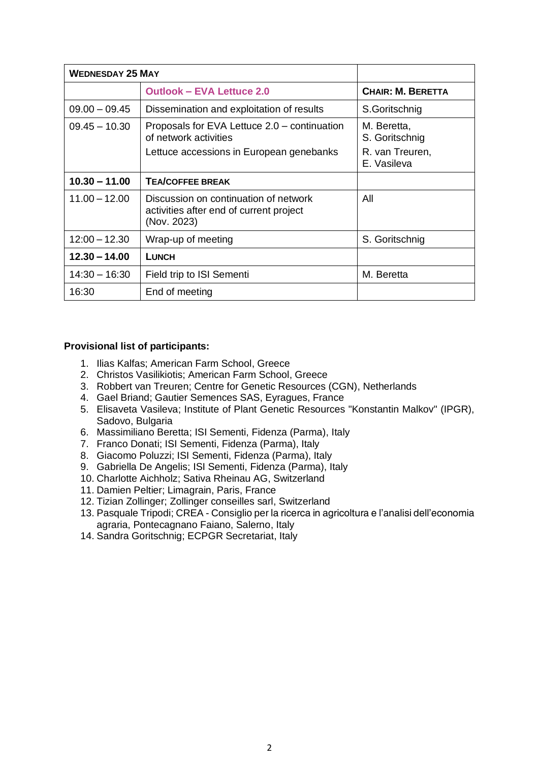| **WEDNESDAY 25 MAY** | | |
|---|---|---|
| | **Outlook – EVA Lettuce 2.0** | **CHAIR: M. BERETTA** |
| 09.00 – 09.45 | Dissemination and exploitation of results | S.Goritschnig |
| 09.45 – 10.30 | Proposals for EVA Lettuce 2.0 – continuation of network activities<br>Lettuce accessions in European genebanks | M. Beretta, S. Goritschnig<br>R. van Treuren, E. Vasileva |
| **10.30 – 11.00** | **TEA/COFFEE BREAK** | |
| 11.00 – 12.00 | Discussion on continuation of network activities after end of current project (Nov. 2023) | All |
| 12:00 – 12.30 | Wrap-up of meeting | S. Goritschnig |
| **12.30 – 14.00** | **LUNCH** | |
| 14:30 – 16:30 | Field trip to ISI Sementi | M. Beretta |
| 16:30 | End of meeting | |

**Provisional list of participants:**

1. Ilias Kalfas; American Farm School, Greece
2. Christos Vasilikiotis; American Farm School, Greece
3. Robbert van Treuren; Centre for Genetic Resources (CGN), Netherlands
4. Gael Briand; Gautier Semences SAS, Eyragues, France
5. Elisaveta Vasileva; Institute of Plant Genetic Resources "Konstantin Malkov" (IPGR), Sadovo, Bulgaria
6. Massimiliano Beretta; ISI Sementi, Fidenza (Parma), Italy
7. Franco Donati; ISI Sementi, Fidenza (Parma), Italy
8. Giacomo Poluzzi; ISI Sementi, Fidenza (Parma), Italy
9. Gabriella De Angelis; ISI Sementi, Fidenza (Parma), Italy
10. Charlotte Aichholz; Sativa Rheinau AG, Switzerland
11. Damien Peltier; Limagrain, Paris, France
12. Tizian Zollinger; Zollinger conseilles sarl, Switzerland
13. Pasquale Tripodi; CREA - Consiglio per la ricerca in agricoltura e l'analisi dell'economia agraria, Pontecagnano Faiano, Salerno, Italy
14. Sandra Goritschnig; ECPGR Secretariat, Italy